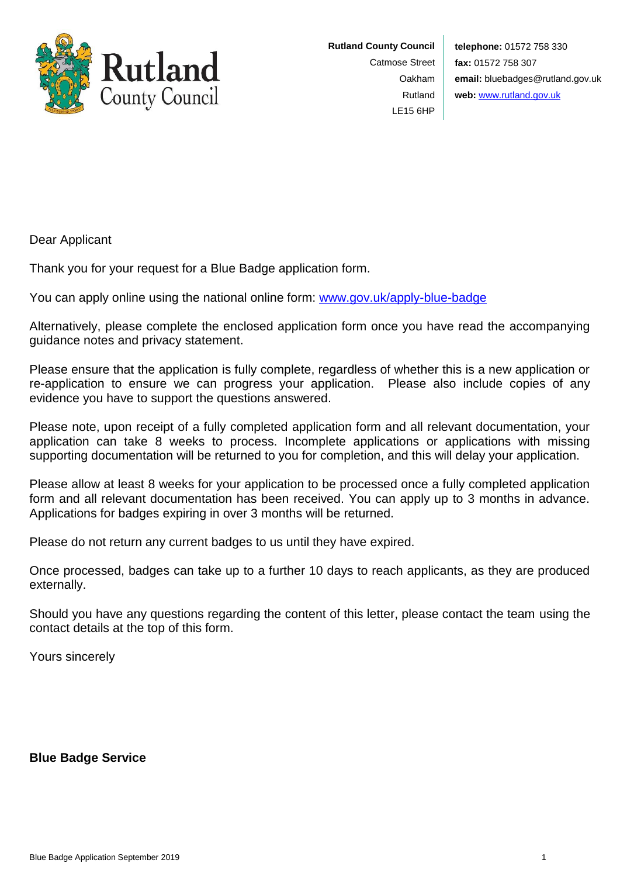**Rutland County Council**
Catmose Street
Oakham
Rutland
LE15 6HP

**telephone:** 01572 758 330
**fax:** 01572 758 307
**email:** bluebadges@rutland.gov.uk
**web:** [www.rutland.gov.uk](http://www.rutland.gov.uk)

Dear Applicant

Thank you for your request for a Blue Badge application form.

You can apply online using the national online form: [www.gov.uk/apply-blue-badge](http://www.gov.uk/apply-blue-badge)

Alternatively, please complete the enclosed application form once you have read the accompanying guidance notes and privacy statement.

Please ensure that the application is fully complete, regardless of whether this is a new application or re-application to ensure we can progress your application. Please also include copies of any evidence you have to support the questions answered.

Please note, upon receipt of a fully completed application form and all relevant documentation, your application can take 8 weeks to process. Incomplete applications or applications with missing supporting documentation will be returned to you for completion, and this will delay your application.

Please allow at least 8 weeks for your application to be processed once a fully completed application form and all relevant documentation has been received. You can apply up to 3 months in advance. Applications for badges expiring in over 3 months will be returned.

Please do not return any current badges to us until they have expired.

Once processed, badges can take up to a further 10 days to reach applicants, as they are produced externally.

Should you have any questions regarding the content of this letter, please contact the team using the contact details at the top of this form.

Yours sincerely

**Blue Badge Service**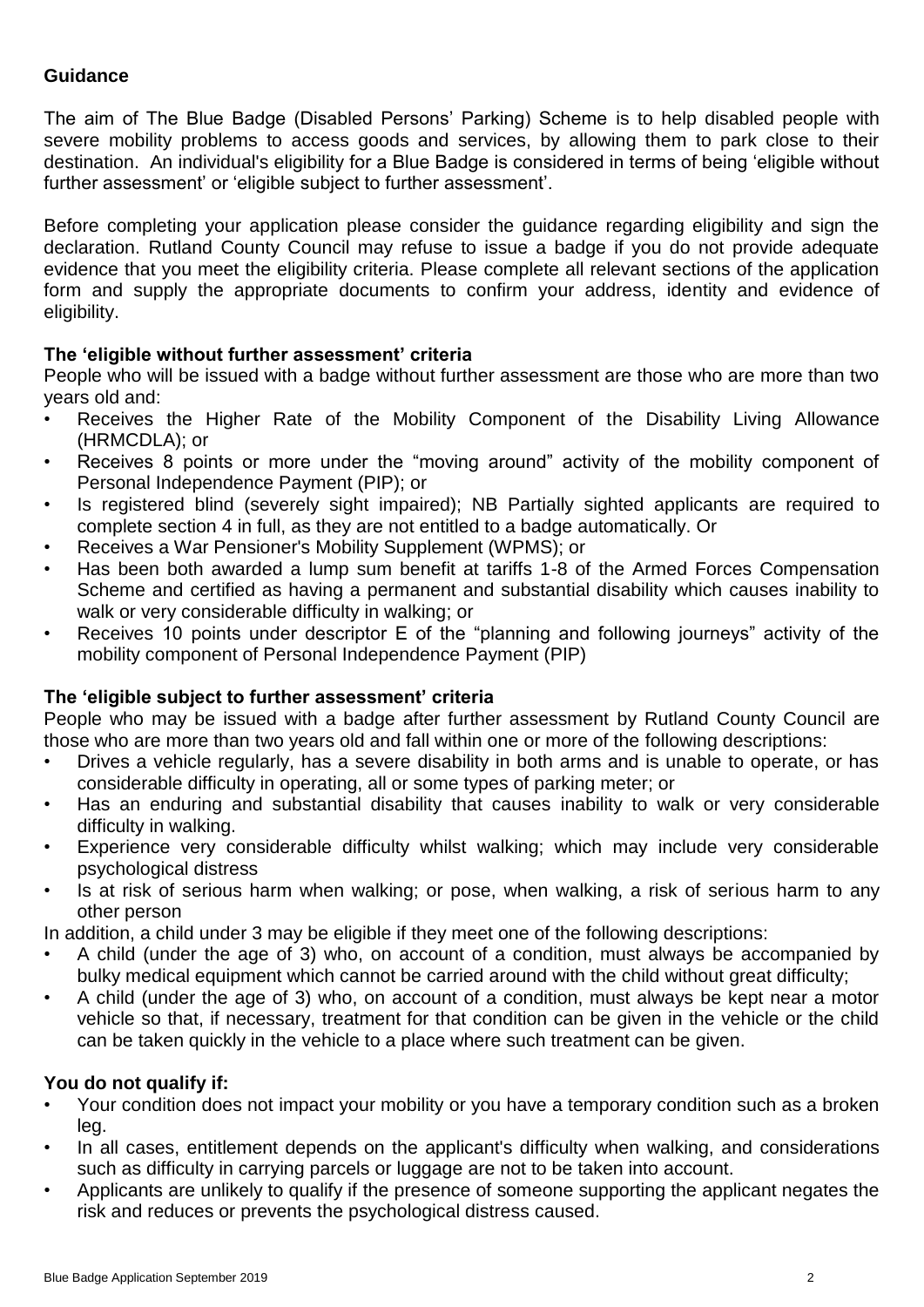## Guidance

The aim of The Blue Badge (Disabled Persons' Parking) Scheme is to help disabled people with severe mobility problems to access goods and services, by allowing them to park close to their destination. An individual's eligibility for a Blue Badge is considered in terms of being 'eligible without further assessment' or 'eligible subject to further assessment'.

Before completing your application please consider the guidance regarding eligibility and sign the declaration. Rutland County Council may refuse to issue a badge if you do not provide adequate evidence that you meet the eligibility criteria. Please complete all relevant sections of the application form and supply the appropriate documents to confirm your address, identity and evidence of eligibility.

### The 'eligible without further assessment' criteria

People who will be issued with a badge without further assessment are those who are more than two years old and:

- Receives the Higher Rate of the Mobility Component of the Disability Living Allowance (HRMCDLA); or
- Receives 8 points or more under the "moving around" activity of the mobility component of Personal Independence Payment (PIP); or
- Is registered blind (severely sight impaired); NB Partially sighted applicants are required to complete section 4 in full, as they are not entitled to a badge automatically. Or
- Receives a War Pensioner's Mobility Supplement (WPMS); or
- Has been both awarded a lump sum benefit at tariffs 1-8 of the Armed Forces Compensation Scheme and certified as having a permanent and substantial disability which causes inability to walk or very considerable difficulty in walking; or
- Receives 10 points under descriptor E of the "planning and following journeys" activity of the mobility component of Personal Independence Payment (PIP)

### The 'eligible subject to further assessment' criteria

People who may be issued with a badge after further assessment by Rutland County Council are those who are more than two years old and fall within one or more of the following descriptions:

- Drives a vehicle regularly, has a severe disability in both arms and is unable to operate, or has considerable difficulty in operating, all or some types of parking meter; or
- Has an enduring and substantial disability that causes inability to walk or very considerable difficulty in walking.
- Experience very considerable difficulty whilst walking; which may include very considerable psychological distress
- Is at risk of serious harm when walking; or pose, when walking, a risk of serious harm to any other person

In addition, a child under 3 may be eligible if they meet one of the following descriptions:

- A child (under the age of 3) who, on account of a condition, must always be accompanied by bulky medical equipment which cannot be carried around with the child without great difficulty;
- A child (under the age of 3) who, on account of a condition, must always be kept near a motor vehicle so that, if necessary, treatment for that condition can be given in the vehicle or the child can be taken quickly in the vehicle to a place where such treatment can be given.

### You do not qualify if:

- Your condition does not impact your mobility or you have a temporary condition such as a broken leg.
- In all cases, entitlement depends on the applicant's difficulty when walking, and considerations such as difficulty in carrying parcels or luggage are not to be taken into account.
- Applicants are unlikely to qualify if the presence of someone supporting the applicant negates the risk and reduces or prevents the psychological distress caused.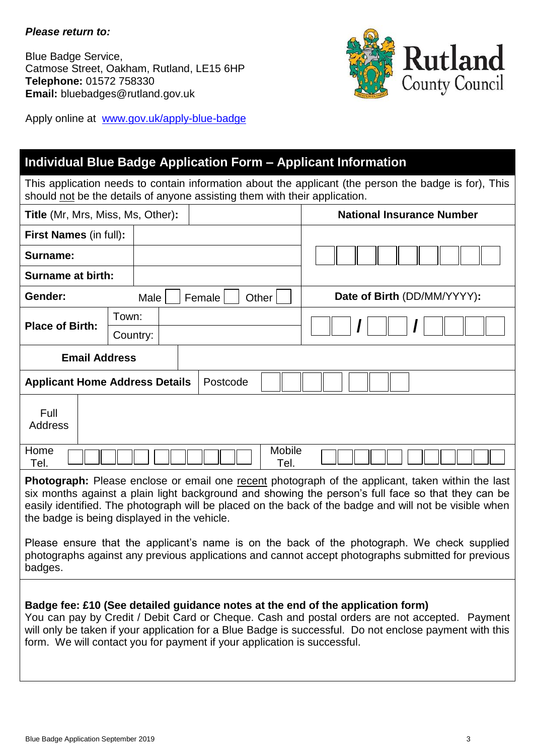***Please return to:***

Blue Badge Service,
Catmose Street, Oakham, Rutland, LE15 6HP
**Telephone:** 01572 758330
**Email:** bluebadges@rutland.gov.uk

Apply online at www.gov.uk/apply-blue-badge

Rutland County Council

## Individual Blue Badge Application Form – Applicant Information

This application needs to contain information about the applicant (the person the badge is for), This should not be the details of anyone assisting them with their application.

| | | |
|---|---|---|
| **Title** (Mr, Mrs, Miss, Ms, Other)**:** | | **National Insurance Number** |
| **First Names** (in full)**:** | | |
| **Surname:** | | |
| **Surname at birth:** | | |
| **Gender:** Male ☐ Female ☐ Other ☐ | | **Date of Birth** (DD/MM/YYYY)**:** |
| **Place of Birth:** Town: | | _ _ / _ _ / _ _ _ _ |
| Country: | | |
| **Email Address** | | |
| **Applicant Home Address Details** | Postcode | |
| Full Address | | |
| Home Tel. | | Mobile Tel. |

**Photograph:** Please enclose or email one recent photograph of the applicant, taken within the last six months against a plain light background and showing the person's full face so that they can be easily identified. The photograph will be placed on the back of the badge and will not be visible when the badge is being displayed in the vehicle.

Please ensure that the applicant's name is on the back of the photograph. We check supplied photographs against any previous applications and cannot accept photographs submitted for previous badges.

**Badge fee: £10 (See detailed guidance notes at the end of the application form)**
You can pay by Credit / Debit Card or Cheque. Cash and postal orders are not accepted. Payment will only be taken if your application for a Blue Badge is successful. Do not enclose payment with this form. We will contact you for payment if your application is successful.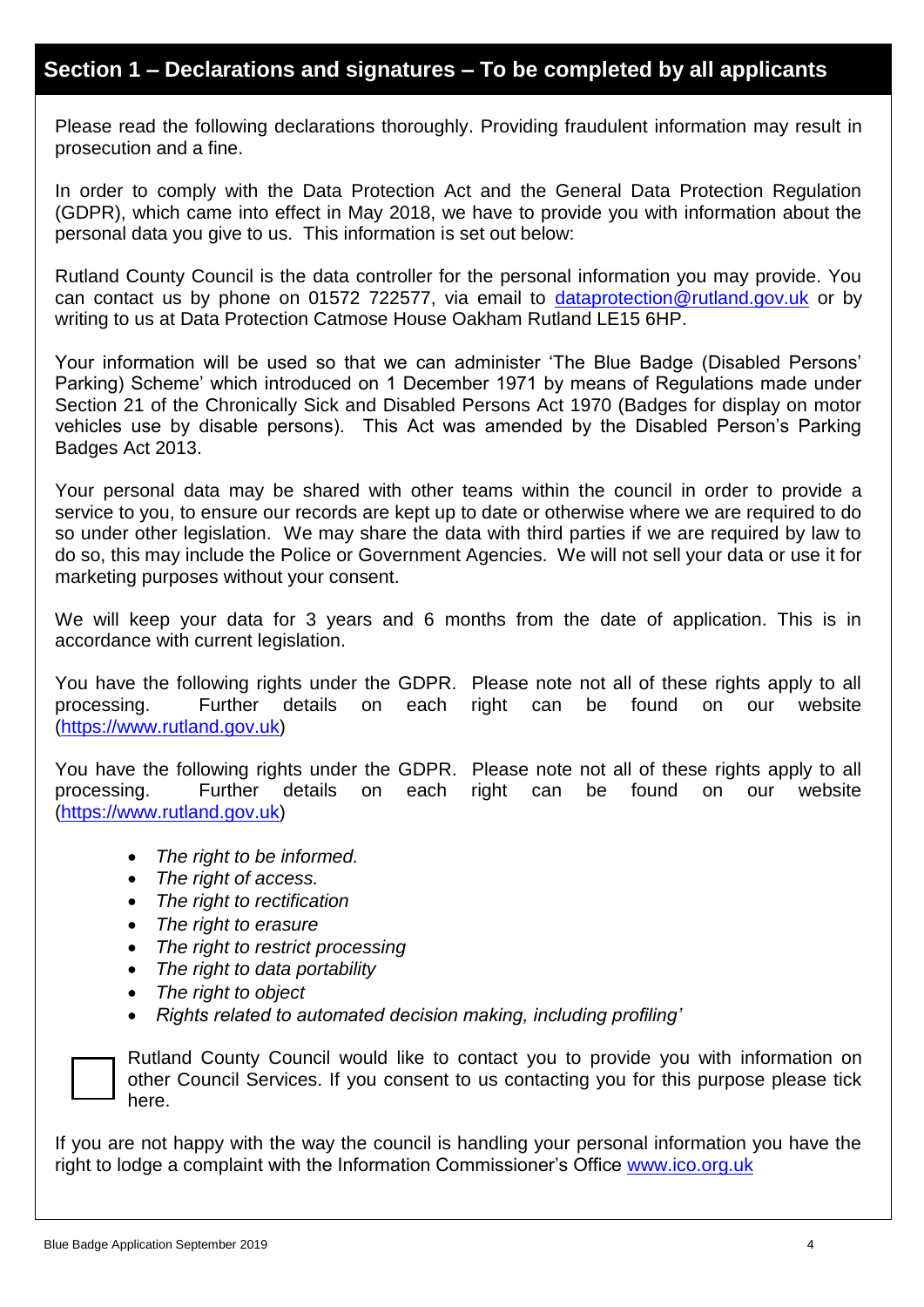## Section 1 – Declarations and signatures – To be completed by all applicants

Please read the following declarations thoroughly. Providing fraudulent information may result in prosecution and a fine.

In order to comply with the Data Protection Act and the General Data Protection Regulation (GDPR), which came into effect in May 2018, we have to provide you with information about the personal data you give to us. This information is set out below:

Rutland County Council is the data controller for the personal information you may provide. You can contact us by phone on 01572 722577, via email to [dataprotection@rutland.gov.uk](mailto:dataprotection@rutland.gov.uk) or by writing to us at Data Protection Catmose House Oakham Rutland LE15 6HP.

Your information will be used so that we can administer 'The Blue Badge (Disabled Persons' Parking) Scheme' which introduced on 1 December 1971 by means of Regulations made under Section 21 of the Chronically Sick and Disabled Persons Act 1970 (Badges for display on motor vehicles use by disable persons). This Act was amended by the Disabled Person's Parking Badges Act 2013.

Your personal data may be shared with other teams within the council in order to provide a service to you, to ensure our records are kept up to date or otherwise where we are required to do so under other legislation. We may share the data with third parties if we are required by law to do so, this may include the Police or Government Agencies. We will not sell your data or use it for marketing purposes without your consent.

We will keep your data for 3 years and 6 months from the date of application. This is in accordance with current legislation.

You have the following rights under the GDPR. Please note not all of these rights apply to all processing. Further details on each right can be found on our website ([https://www.rutland.gov.uk](https://www.rutland.gov.uk))

You have the following rights under the GDPR. Please note not all of these rights apply to all processing. Further details on each right can be found on our website ([https://www.rutland.gov.uk](https://www.rutland.gov.uk))

- *The right to be informed.*
- *The right of access.*
- *The right to rectification*
- *The right to erasure*
- *The right to restrict processing*
- *The right to data portability*
- *The right to object*
- *Rights related to automated decision making, including profiling'*

☐ Rutland County Council would like to contact you to provide you with information on other Council Services. If you consent to us contacting you for this purpose please tick here.

If you are not happy with the way the council is handling your personal information you have the right to lodge a complaint with the Information Commissioner's Office [www.ico.org.uk](http://www.ico.org.uk)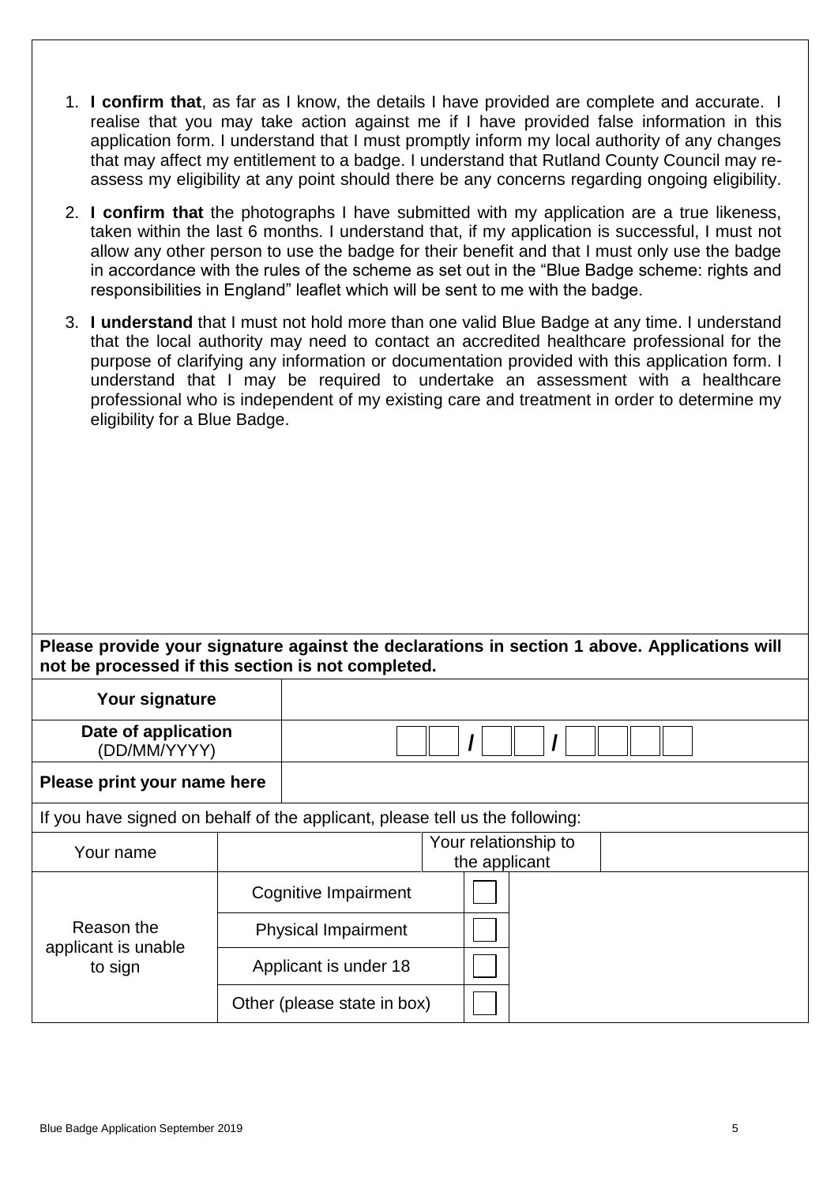1. **I confirm that**, as far as I know, the details I have provided are complete and accurate. I realise that you may take action against me if I have provided false information in this application form. I understand that I must promptly inform my local authority of any changes that may affect my entitlement to a badge. I understand that Rutland County Council may re-assess my eligibility at any point should there be any concerns regarding ongoing eligibility.

2. **I confirm that** the photographs I have submitted with my application are a true likeness, taken within the last 6 months. I understand that, if my application is successful, I must not allow any other person to use the badge for their benefit and that I must only use the badge in accordance with the rules of the scheme as set out in the "Blue Badge scheme: rights and responsibilities in England" leaflet which will be sent to me with the badge.

3. **I understand** that I must not hold more than one valid Blue Badge at any time. I understand that the local authority may need to contact an accredited healthcare professional for the purpose of clarifying any information or documentation provided with this application form. I understand that I may be required to undertake an assessment with a healthcare professional who is independent of my existing care and treatment in order to determine my eligibility for a Blue Badge.

**Please provide your signature against the declarations in section 1 above. Applications will not be processed if this section is not completed.**

| **Your signature** | |
|---|---|
| **Date of application** (DD/MM/YYYY) | ☐☐ / ☐☐ / ☐☐☐☐ |
| **Please print your name here** | |

If you have signed on behalf of the applicant, please tell us the following:

| Your name | | Your relationship to the applicant | |
|---|---|---|---|

| Reason the applicant is unable to sign | | | |
|---|---|---|---|
| | Cognitive Impairment | ☐ | |
| | Physical Impairment | ☐ | |
| | Applicant is under 18 | ☐ | |
| | Other (please state in box) | ☐ | |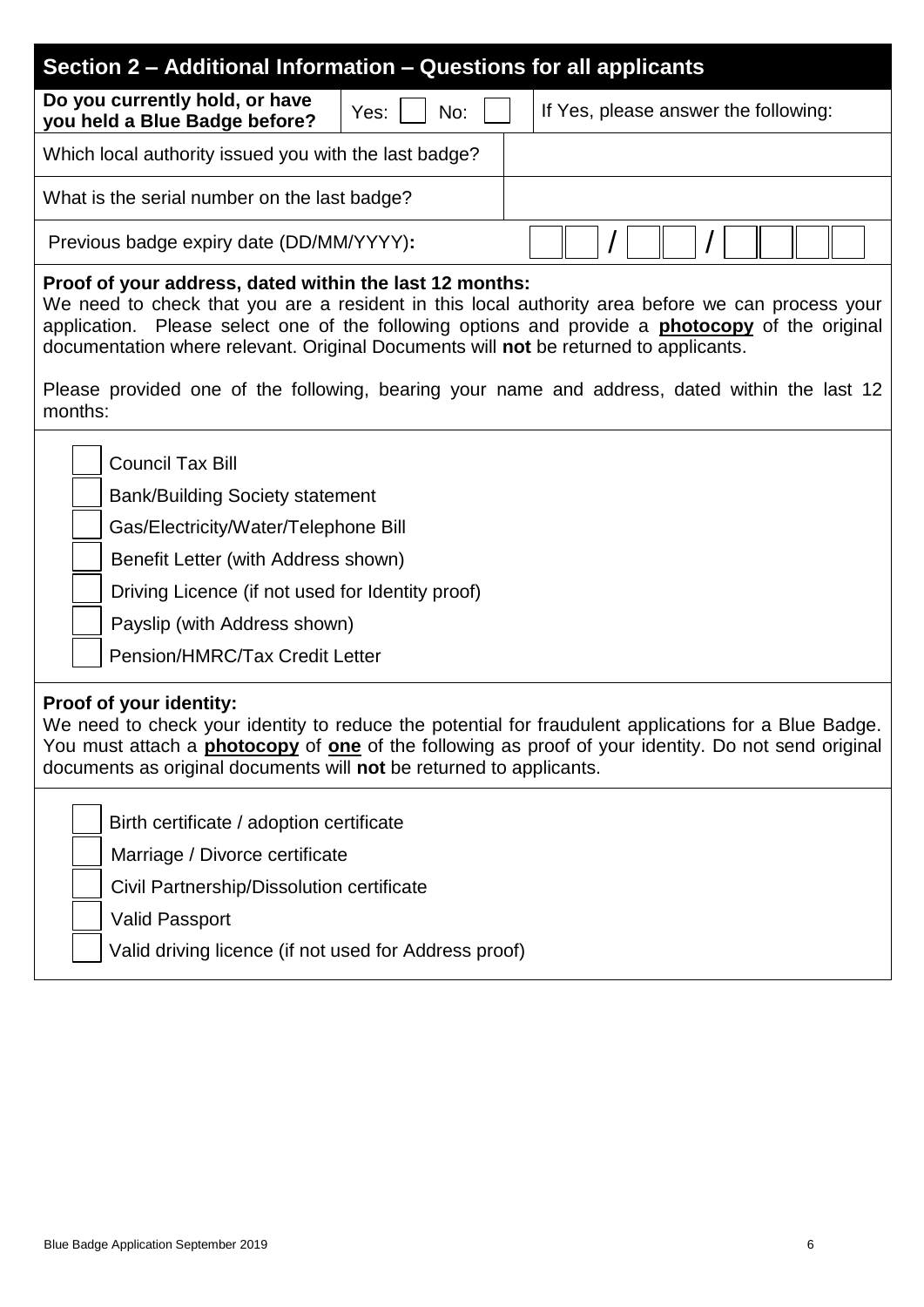## Section 2 – Additional Information – Questions for all applicants

| **Do you currently hold, or have you held a Blue Badge before?** | Yes: ☐ No: ☐ | If Yes, please answer the following: |
|---|---|---|
| Which local authority issued you with the last badge? | | |
| What is the serial number on the last badge? | | |
| Previous badge expiry date (DD/MM/YYYY)**:** | ☐☐ / ☐☐ / ☐☐☐☐ | |

**Proof of your address, dated within the last 12 months:**
We need to check that you are a resident in this local authority area before we can process your application. Please select one of the following options and provide a **photocopy** of the original documentation where relevant. Original Documents will **not** be returned to applicants.

Please provided one of the following, bearing your name and address, dated within the last 12 months:

- ☐ Council Tax Bill
- ☐ Bank/Building Society statement
- ☐ Gas/Electricity/Water/Telephone Bill
- ☐ Benefit Letter (with Address shown)
- ☐ Driving Licence (if not used for Identity proof)
- ☐ Payslip (with Address shown)
- ☐ Pension/HMRC/Tax Credit Letter

**Proof of your identity:**
We need to check your identity to reduce the potential for fraudulent applications for a Blue Badge. You must attach a **photocopy** of **one** of the following as proof of your identity. Do not send original documents as original documents will **not** be returned to applicants.

- ☐ Birth certificate / adoption certificate
- ☐ Marriage / Divorce certificate
- ☐ Civil Partnership/Dissolution certificate
- ☐ Valid Passport
- ☐ Valid driving licence (if not used for Address proof)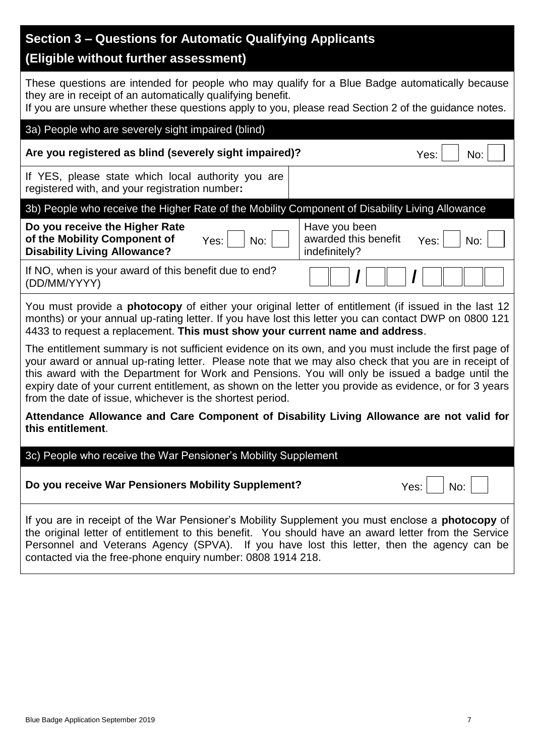## Section 3 – Questions for Automatic Qualifying Applicants

## (Eligible without further assessment)

These questions are intended for people who may qualify for a Blue Badge automatically because they are in receipt of an automatically qualifying benefit.
If you are unsure whether these questions apply to you, please read Section 2 of the guidance notes.

### 3a) People who are severely sight impaired (blind)

**Are you registered as blind (severely sight impaired)?** Yes: ☐ No: ☐

| If YES, please state which local authority you are registered with, and your registration number**:** | |
|---|---|

### 3b) People who receive the Higher Rate of the Mobility Component of Disability Living Allowance

| **Do you receive the Higher Rate of the Mobility Component of Disability Living Allowance?** Yes: ☐ No: ☐ | Have you been awarded this benefit indefinitely? Yes: ☐ No: ☐ |
|---|---|
| If NO, when is your award of this benefit due to end? (DD/MM/YYYY) | ☐☐ / ☐☐ / ☐☐☐☐ |

You must provide a **photocopy** of either your original letter of entitlement (if issued in the last 12 months) or your annual up-rating letter. If you have lost this letter you can contact DWP on 0800 121 4433 to request a replacement. **This must show your current name and address**.

The entitlement summary is not sufficient evidence on its own, and you must include the first page of your award or annual up-rating letter. Please note that we may also check that you are in receipt of this award with the Department for Work and Pensions. You will only be issued a badge until the expiry date of your current entitlement, as shown on the letter you provide as evidence, or for 3 years from the date of issue, whichever is the shortest period.

**Attendance Allowance and Care Component of Disability Living Allowance are not valid for this entitlement**.

### 3c) People who receive the War Pensioner's Mobility Supplement

**Do you receive War Pensioners Mobility Supplement?** Yes: ☐ No: ☐

If you are in receipt of the War Pensioner's Mobility Supplement you must enclose a **photocopy** of the original letter of entitlement to this benefit. You should have an award letter from the Service Personnel and Veterans Agency (SPVA). If you have lost this letter, then the agency can be contacted via the free-phone enquiry number: 0808 1914 218.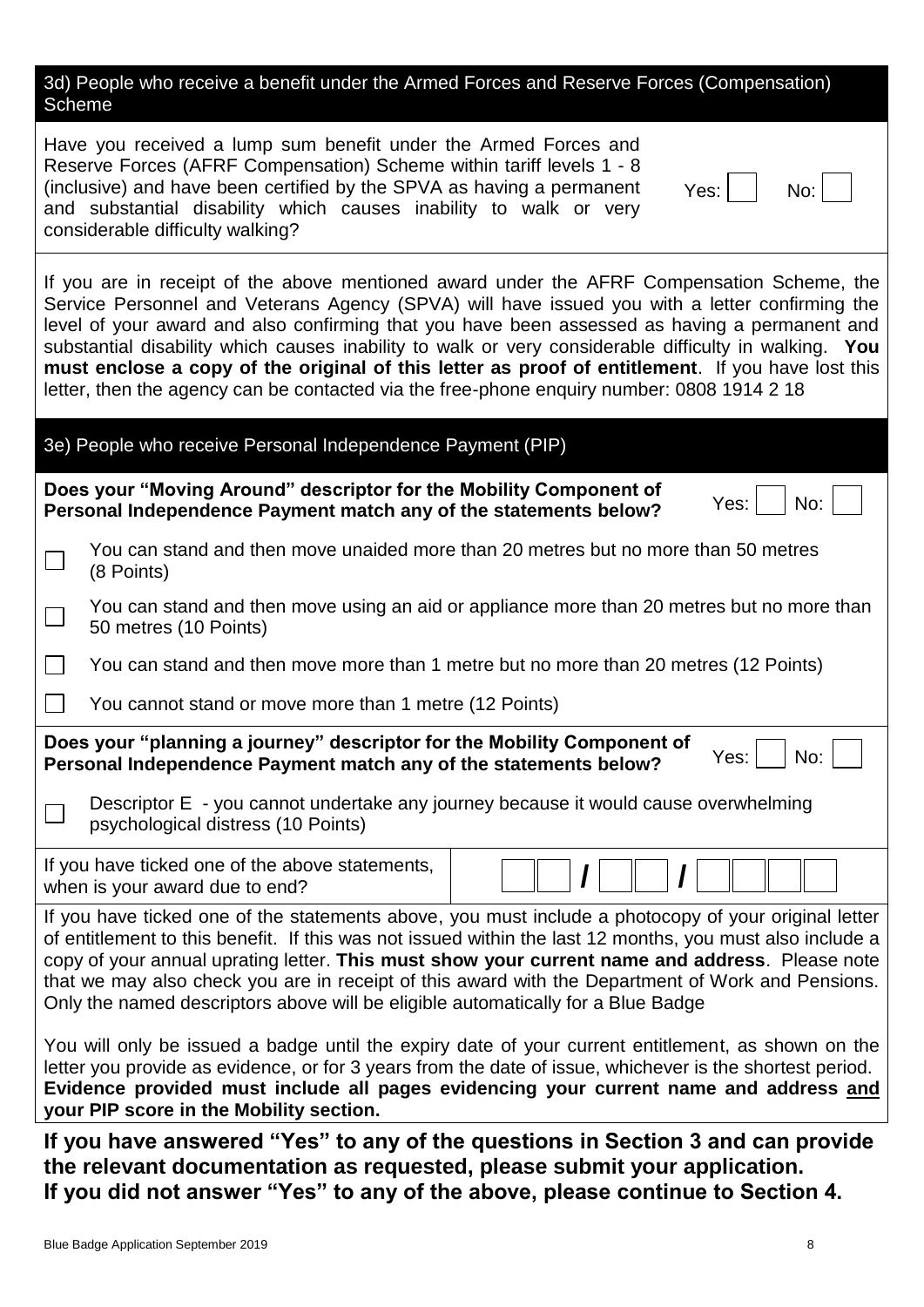### 3d) People who receive a benefit under the Armed Forces and Reserve Forces (Compensation) Scheme

Have you received a lump sum benefit under the Armed Forces and Reserve Forces (AFRF Compensation) Scheme within tariff levels 1 - 8 (inclusive) and have been certified by the SPVA as having a permanent and substantial disability which causes inability to walk or very considerable difficulty walking?

Yes: ☐ No: ☐

If you are in receipt of the above mentioned award under the AFRF Compensation Scheme, the Service Personnel and Veterans Agency (SPVA) will have issued you with a letter confirming the level of your award and also confirming that you have been assessed as having a permanent and substantial disability which causes inability to walk or very considerable difficulty in walking. **You must enclose a copy of the original of this letter as proof of entitlement**. If you have lost this letter, then the agency can be contacted via the free-phone enquiry number: 0808 1914 2 18

### 3e) People who receive Personal Independence Payment (PIP)

**Does your "Moving Around" descriptor for the Mobility Component of Personal Independence Payment match any of the statements below?**

Yes: ☐ No: ☐

- ☐ You can stand and then move unaided more than 20 metres but no more than 50 metres (8 Points)
- ☐ You can stand and then move using an aid or appliance more than 20 metres but no more than 50 metres (10 Points)
- ☐ You can stand and then move more than 1 metre but no more than 20 metres (12 Points)
- ☐ You cannot stand or move more than 1 metre (12 Points)

**Does your "planning a journey" descriptor for the Mobility Component of Personal Independence Payment match any of the statements below?**

Yes: ☐ No: ☐

- ☐ Descriptor E - you cannot undertake any journey because it would cause overwhelming psychological distress (10 Points)

If you have ticked one of the above statements, when is your award due to end? ☐☐ / ☐☐ / ☐☐☐☐

If you have ticked one of the statements above, you must include a photocopy of your original letter of entitlement to this benefit. If this was not issued within the last 12 months, you must also include a copy of your annual uprating letter. **This must show your current name and address**. Please note that we may also check you are in receipt of this award with the Department of Work and Pensions. Only the named descriptors above will be eligible automatically for a Blue Badge

You will only be issued a badge until the expiry date of your current entitlement, as shown on the letter you provide as evidence, or for 3 years from the date of issue, whichever is the shortest period. **Evidence provided must include all pages evidencing your current name and address <u>and</u> your PIP score in the Mobility section.**

**If you have answered "Yes" to any of the questions in Section 3 and can provide the relevant documentation as requested, please submit your application.**
**If you did not answer "Yes" to any of the above, please continue to Section 4.**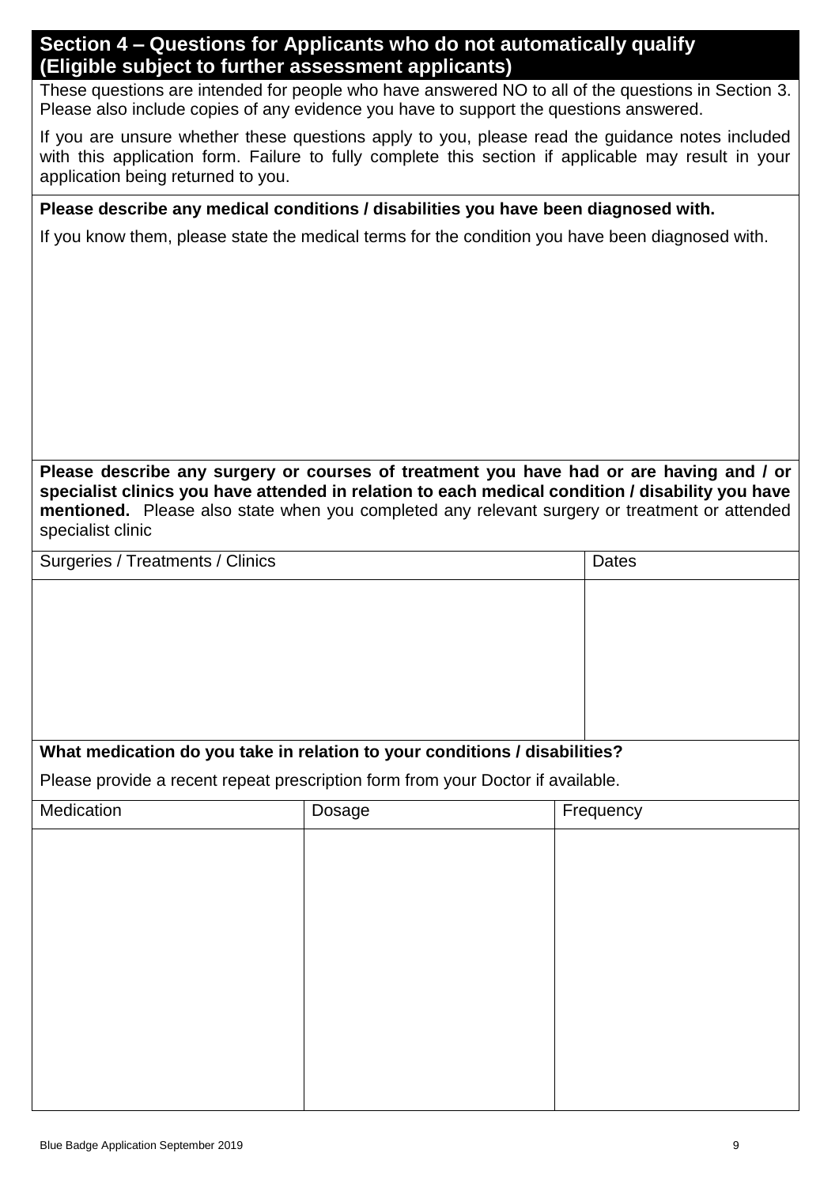## Section 4 – Questions for Applicants who do not automatically qualify (Eligible subject to further assessment applicants)

These questions are intended for people who have answered NO to all of the questions in Section 3. Please also include copies of any evidence you have to support the questions answered.

If you are unsure whether these questions apply to you, please read the guidance notes included with this application form. Failure to fully complete this section if applicable may result in your application being returned to you.

**Please describe any medical conditions / disabilities you have been diagnosed with.**

If you know them, please state the medical terms for the condition you have been diagnosed with.

**Please describe any surgery or courses of treatment you have had or are having and / or specialist clinics you have attended in relation to each medical condition / disability you have mentioned.** Please also state when you completed any relevant surgery or treatment or attended specialist clinic

| Surgeries / Treatments / Clinics | Dates |
|---|---|
| | |

**What medication do you take in relation to your conditions / disabilities?**

Please provide a recent repeat prescription form from your Doctor if available.

| Medication | Dosage | Frequency |
|---|---|---|
| | | |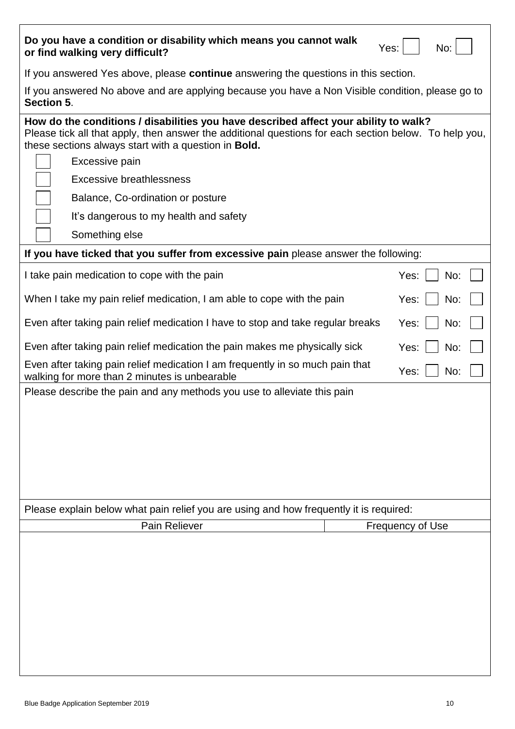**Do you have a condition or disability which means you cannot walk or find walking very difficult?** Yes: ☐ No: ☐

If you answered Yes above, please **continue** answering the questions in this section.

If you answered No above and are applying because you have a Non Visible condition, please go to **Section 5**.

**How do the conditions / disabilities you have described affect your ability to walk?**
Please tick all that apply, then answer the additional questions for each section below. To help you, these sections always start with a question in **Bold.**

- ☐ Excessive pain
- ☐ Excessive breathlessness
- ☐ Balance, Co-ordination or posture
- ☐ It's dangerous to my health and safety
- ☐ Something else

**If you have ticked that you suffer from excessive pain** please answer the following:

| | |
|---|---|
| I take pain medication to cope with the pain | Yes: ☐ No: ☐ |
| When I take my pain relief medication, I am able to cope with the pain | Yes: ☐ No: ☐ |
| Even after taking pain relief medication I have to stop and take regular breaks | Yes: ☐ No: ☐ |
| Even after taking pain relief medication the pain makes me physically sick | Yes: ☐ No: ☐ |
| Even after taking pain relief medication I am frequently in so much pain that walking for more than 2 minutes is unbearable | Yes: ☐ No: ☐ |

Please describe the pain and any methods you use to alleviate this pain

Please explain below what pain relief you are using and how frequently it is required:

| Pain Reliever | Frequency of Use |
|---|---|
| | |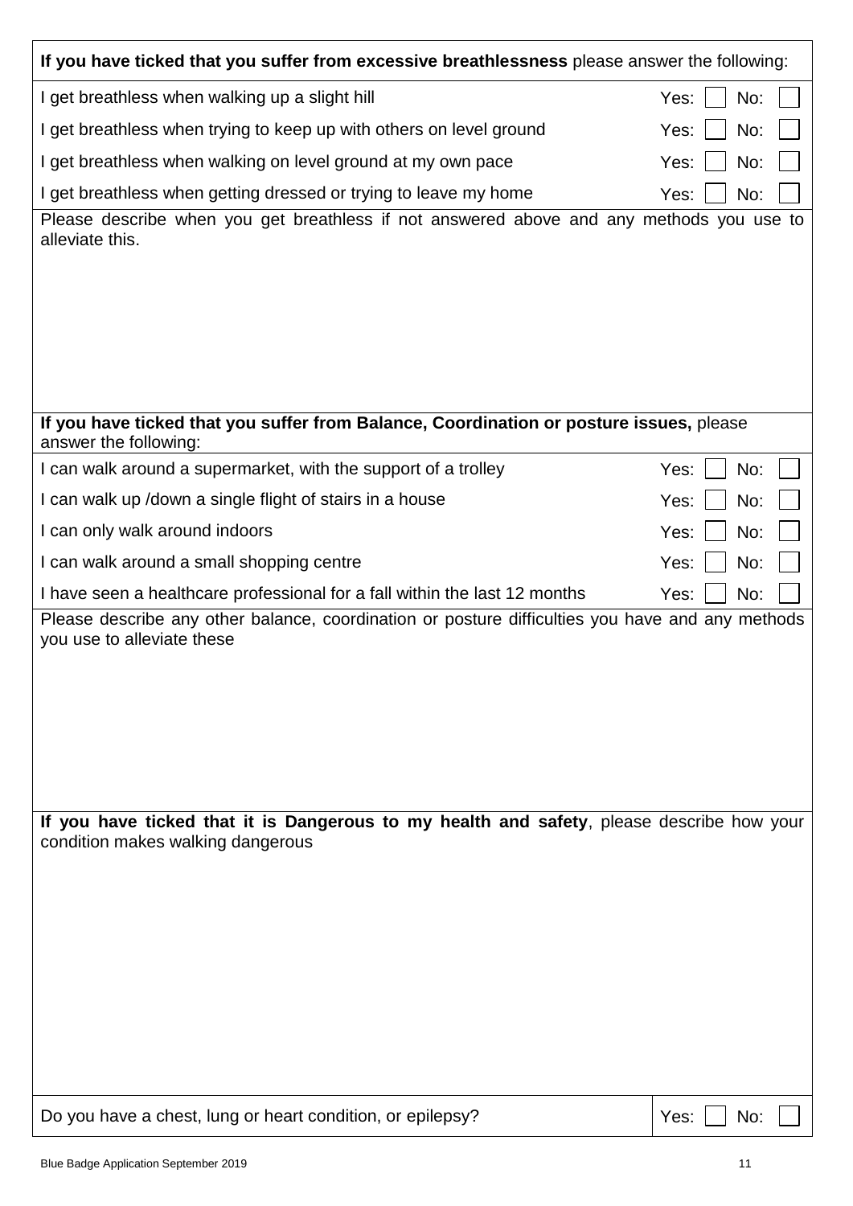**If you have ticked that you suffer from excessive breathlessness** please answer the following:

| | |
|---|---|
| I get breathless when walking up a slight hill | Yes: ☐ No: ☐ |
| I get breathless when trying to keep up with others on level ground | Yes: ☐ No: ☐ |
| I get breathless when walking on level ground at my own pace | Yes: ☐ No: ☐ |
| I get breathless when getting dressed or trying to leave my home | Yes: ☐ No: ☐ |

Please describe when you get breathless if not answered above and any methods you use to alleviate this.

**If you have ticked that you suffer from Balance, Coordination or posture issues,** please answer the following:

| | |
|---|---|
| I can walk around a supermarket, with the support of a trolley | Yes: ☐ No: ☐ |
| I can walk up /down a single flight of stairs in a house | Yes: ☐ No: ☐ |
| I can only walk around indoors | Yes: ☐ No: ☐ |
| I can walk around a small shopping centre | Yes: ☐ No: ☐ |
| I have seen a healthcare professional for a fall within the last 12 months | Yes: ☐ No: ☐ |

Please describe any other balance, coordination or posture difficulties you have and any methods you use to alleviate these

**If you have ticked that it is Dangerous to my health and safety**, please describe how your condition makes walking dangerous

| | |
|---|---|
| Do you have a chest, lung or heart condition, or epilepsy? | Yes: ☐ No: ☐ |

Blue Badge Application September 2019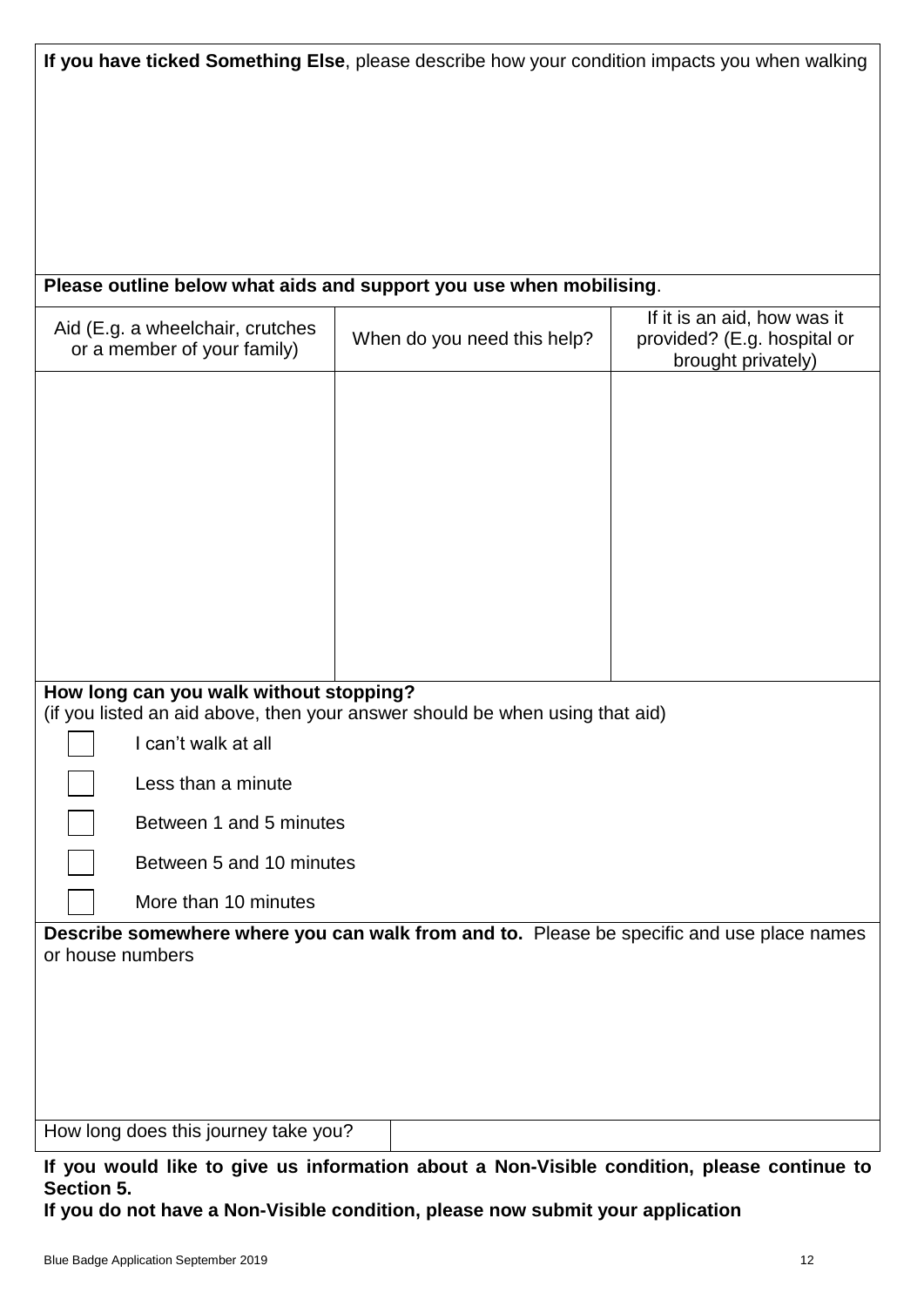**If you have ticked Something Else**, please describe how your condition impacts you when walking

**Please outline below what aids and support you use when mobilising**.

| Aid (E.g. a wheelchair, crutches or a member of your family) | When do you need this help? | If it is an aid, how was it provided? (E.g. hospital or brought privately) |
| --- | --- | --- |
| | | |

**How long can you walk without stopping?**
(if you listed an aid above, then your answer should be when using that aid)

- ☐ I can't walk at all
- ☐ Less than a minute
- ☐ Between 1 and 5 minutes
- ☐ Between 5 and 10 minutes
- ☐ More than 10 minutes

**Describe somewhere where you can walk from and to.** Please be specific and use place names or house numbers

| How long does this journey take you? | |
| --- | --- |

**If you would like to give us information about a Non-Visible condition, please continue to Section 5.**
**If you do not have a Non-Visible condition, please now submit your application**

Blue Badge Application September 2019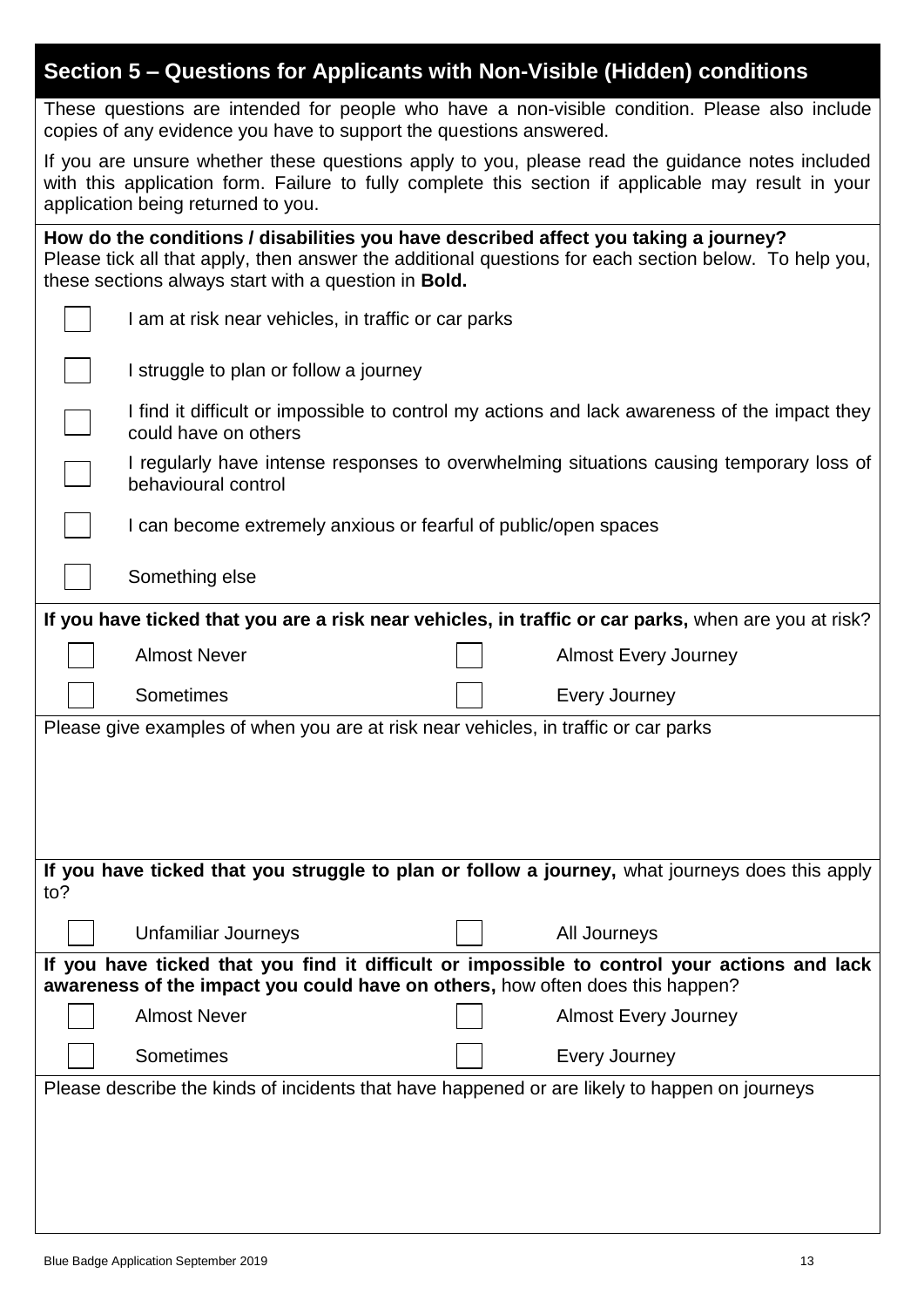## Section 5 – Questions for Applicants with Non-Visible (Hidden) conditions

These questions are intended for people who have a non-visible condition. Please also include copies of any evidence you have to support the questions answered.

If you are unsure whether these questions apply to you, please read the guidance notes included with this application form. Failure to fully complete this section if applicable may result in your application being returned to you.

**How do the conditions / disabilities you have described affect you taking a journey?**
Please tick all that apply, then answer the additional questions for each section below. To help you, these sections always start with a question in **Bold.**

- ☐ I am at risk near vehicles, in traffic or car parks
- ☐ I struggle to plan or follow a journey
- ☐ I find it difficult or impossible to control my actions and lack awareness of the impact they could have on others
- ☐ I regularly have intense responses to overwhelming situations causing temporary loss of behavioural control
- ☐ I can become extremely anxious or fearful of public/open spaces
- ☐ Something else

**If you have ticked that you are a risk near vehicles, in traffic or car parks,** when are you at risk?

| | | | |
|---|---|---|---|
| ☐ | Almost Never | ☐ | Almost Every Journey |
| ☐ | Sometimes | ☐ | Every Journey |

Please give examples of when you are at risk near vehicles, in traffic or car parks

**If you have ticked that you struggle to plan or follow a journey,** what journeys does this apply to?

| | | | |
|---|---|---|---|
| ☐ | Unfamiliar Journeys | ☐ | All Journeys |

**If you have ticked that you find it difficult or impossible to control your actions and lack awareness of the impact you could have on others,** how often does this happen?

| | | | |
|---|---|---|---|
| ☐ | Almost Never | ☐ | Almost Every Journey |
| ☐ | Sometimes | ☐ | Every Journey |

Please describe the kinds of incidents that have happened or are likely to happen on journeys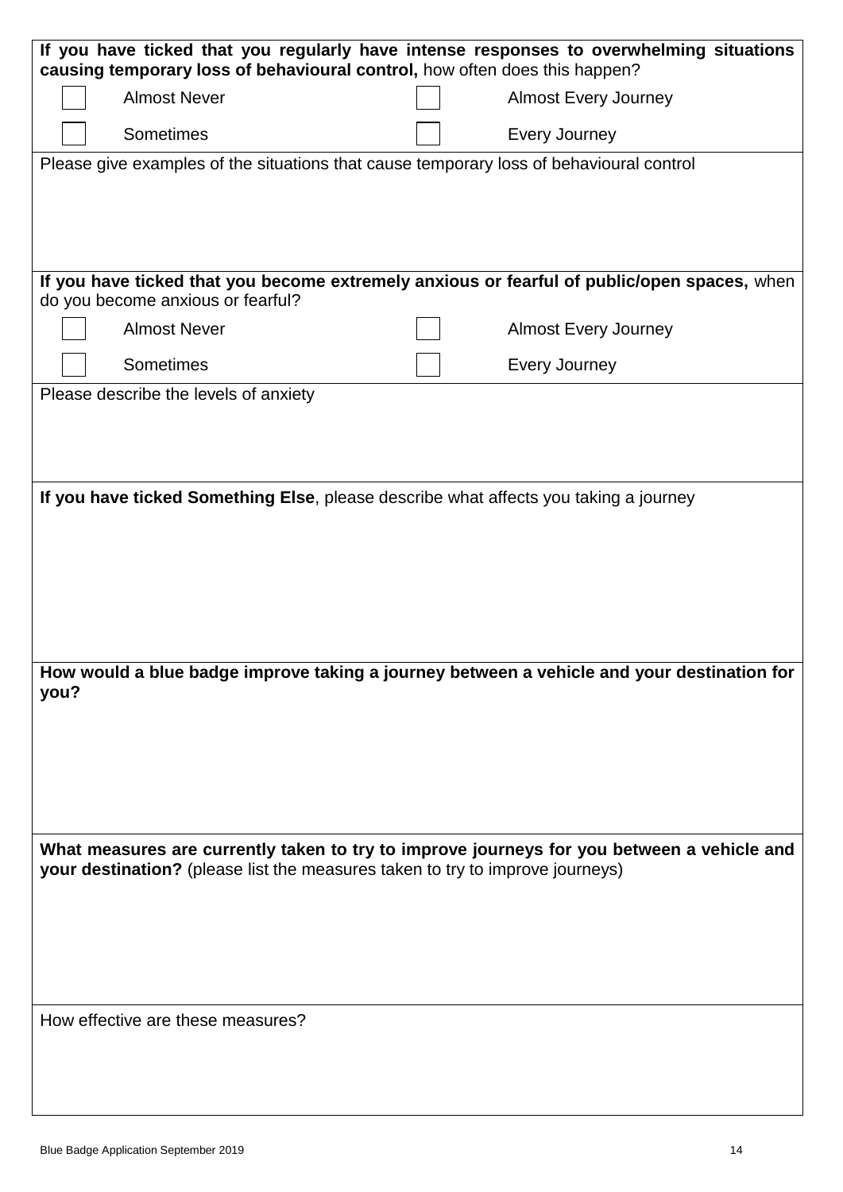**If you have ticked that you regularly have intense responses to overwhelming situations causing temporary loss of behavioural control,** how often does this happen?

- [ ] Almost Never
- [ ] Almost Every Journey
- [ ] Sometimes
- [ ] Every Journey

Please give examples of the situations that cause temporary loss of behavioural control

**If you have ticked that you become extremely anxious or fearful of public/open spaces,** when do you become anxious or fearful?

- [ ] Almost Never
- [ ] Almost Every Journey
- [ ] Sometimes
- [ ] Every Journey

Please describe the levels of anxiety

**If you have ticked Something Else**, please describe what affects you taking a journey

**How would a blue badge improve taking a journey between a vehicle and your destination for you?**

**What measures are currently taken to try to improve journeys for you between a vehicle and your destination?** (please list the measures taken to try to improve journeys)

How effective are these measures?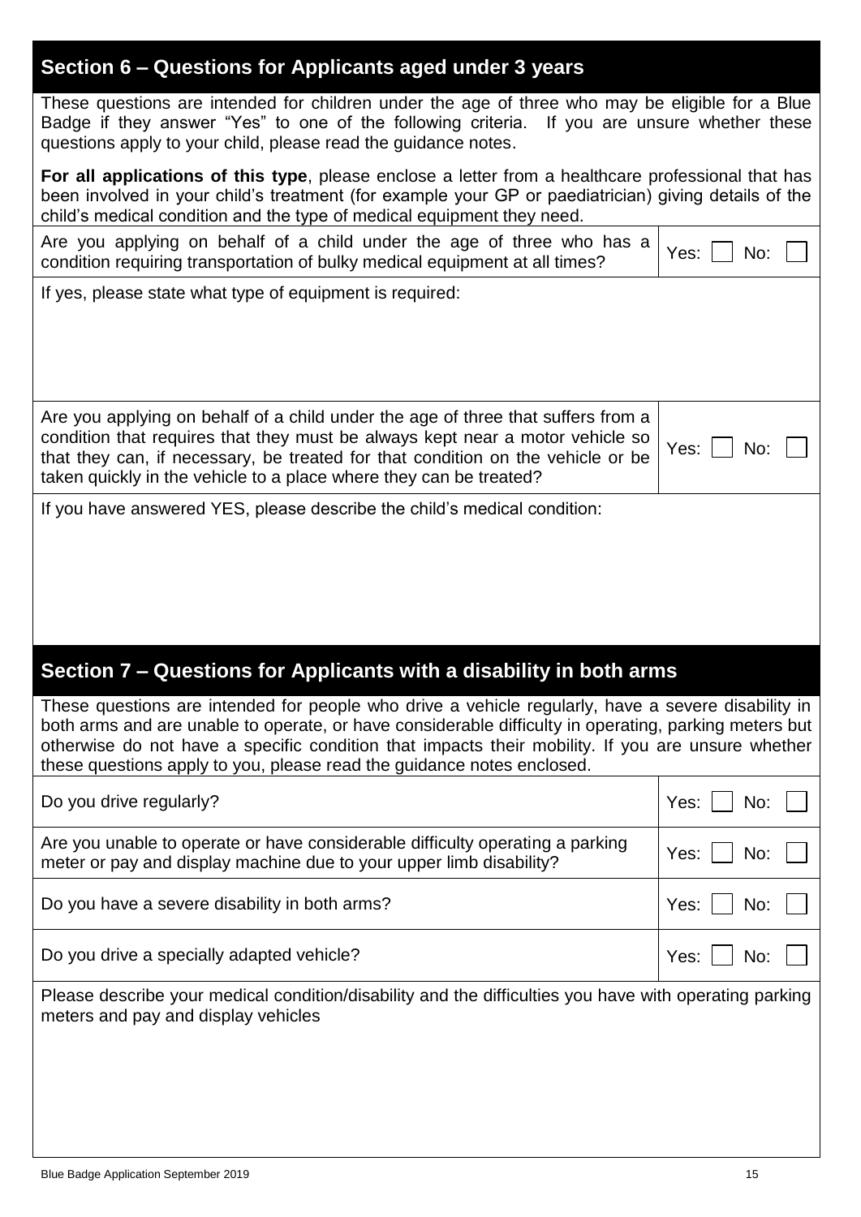## Section 6 – Questions for Applicants aged under 3 years

These questions are intended for children under the age of three who may be eligible for a Blue Badge if they answer "Yes" to one of the following criteria. If you are unsure whether these questions apply to your child, please read the guidance notes.

**For all applications of this type**, please enclose a letter from a healthcare professional that has been involved in your child's treatment (for example your GP or paediatrician) giving details of the child's medical condition and the type of medical equipment they need.

| | |
|---|---|
| Are you applying on behalf of a child under the age of three who has a condition requiring transportation of bulky medical equipment at all times? | Yes: ☐ No: ☐ |

If yes, please state what type of equipment is required:

| | |
|---|---|
| Are you applying on behalf of a child under the age of three that suffers from a condition that requires that they must be always kept near a motor vehicle so that they can, if necessary, be treated for that condition on the vehicle or be taken quickly in the vehicle to a place where they can be treated? | Yes: ☐ No: ☐ |

If you have answered YES, please describe the child's medical condition:

## Section 7 – Questions for Applicants with a disability in both arms

These questions are intended for people who drive a vehicle regularly, have a severe disability in both arms and are unable to operate, or have considerable difficulty in operating, parking meters but otherwise do not have a specific condition that impacts their mobility. If you are unsure whether these questions apply to you, please read the guidance notes enclosed.

| | |
|---|---|
| Do you drive regularly? | Yes: ☐ No: ☐ |
| Are you unable to operate or have considerable difficulty operating a parking meter or pay and display machine due to your upper limb disability? | Yes: ☐ No: ☐ |
| Do you have a severe disability in both arms? | Yes: ☐ No: ☐ |
| Do you drive a specially adapted vehicle? | Yes: ☐ No: ☐ |

Please describe your medical condition/disability and the difficulties you have with operating parking meters and pay and display vehicles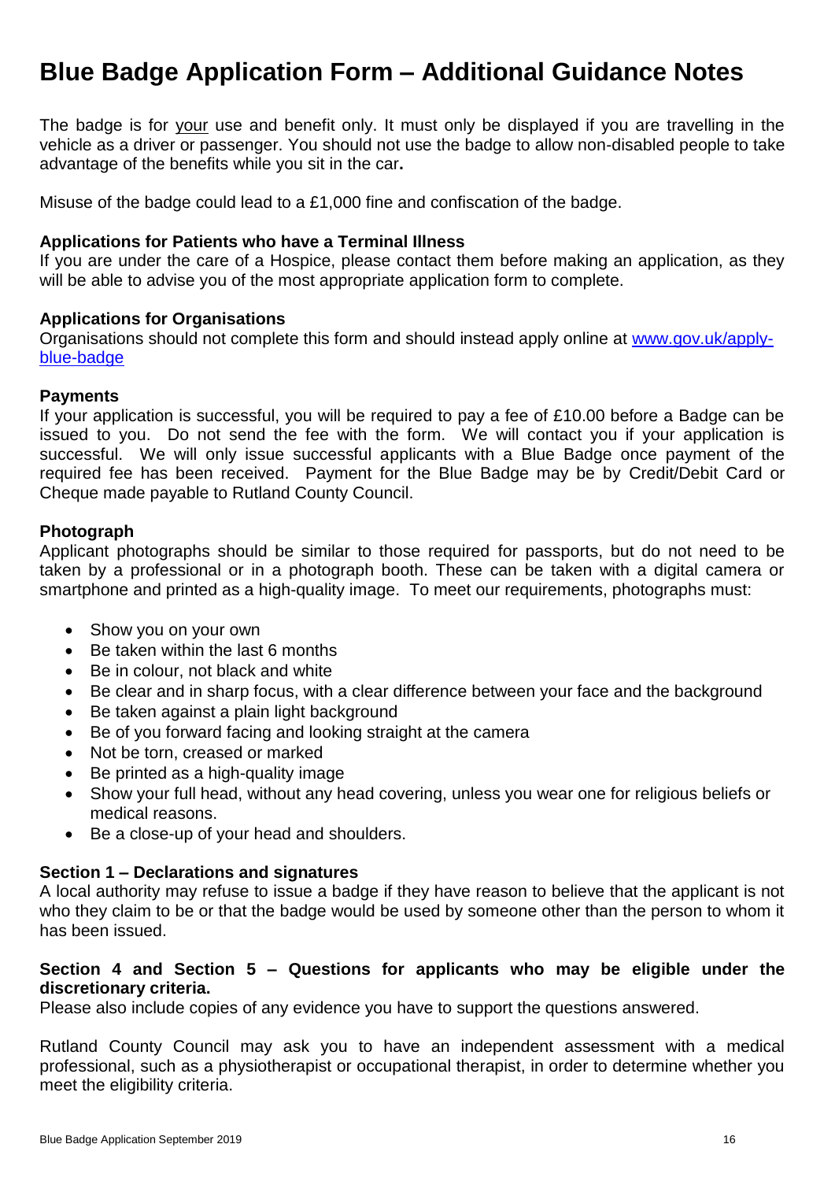# Blue Badge Application Form – Additional Guidance Notes

The badge is for <u>your</u> use and benefit only. It must only be displayed if you are travelling in the vehicle as a driver or passenger. You should not use the badge to allow non-disabled people to take advantage of the benefits while you sit in the car**.**

Misuse of the badge could lead to a £1,000 fine and confiscation of the badge.

**Applications for Patients who have a Terminal Illness**
If you are under the care of a Hospice, please contact them before making an application, as they will be able to advise you of the most appropriate application form to complete.

**Applications for Organisations**
Organisations should not complete this form and should instead apply online at [www.gov.uk/apply-blue-badge](http://www.gov.uk/apply-blue-badge)

**Payments**
If your application is successful, you will be required to pay a fee of £10.00 before a Badge can be issued to you. Do not send the fee with the form. We will contact you if your application is successful. We will only issue successful applicants with a Blue Badge once payment of the required fee has been received. Payment for the Blue Badge may be by Credit/Debit Card or Cheque made payable to Rutland County Council.

**Photograph**
Applicant photographs should be similar to those required for passports, but do not need to be taken by a professional or in a photograph booth. These can be taken with a digital camera or smartphone and printed as a high-quality image. To meet our requirements, photographs must:

- Show you on your own
- Be taken within the last 6 months
- Be in colour, not black and white
- Be clear and in sharp focus, with a clear difference between your face and the background
- Be taken against a plain light background
- Be of you forward facing and looking straight at the camera
- Not be torn, creased or marked
- Be printed as a high-quality image
- Show your full head, without any head covering, unless you wear one for religious beliefs or medical reasons.
- Be a close-up of your head and shoulders.

**Section 1 – Declarations and signatures**
A local authority may refuse to issue a badge if they have reason to believe that the applicant is not who they claim to be or that the badge would be used by someone other than the person to whom it has been issued.

**Section 4 and Section 5 – Questions for applicants who may be eligible under the discretionary criteria.**
Please also include copies of any evidence you have to support the questions answered.

Rutland County Council may ask you to have an independent assessment with a medical professional, such as a physiotherapist or occupational therapist, in order to determine whether you meet the eligibility criteria.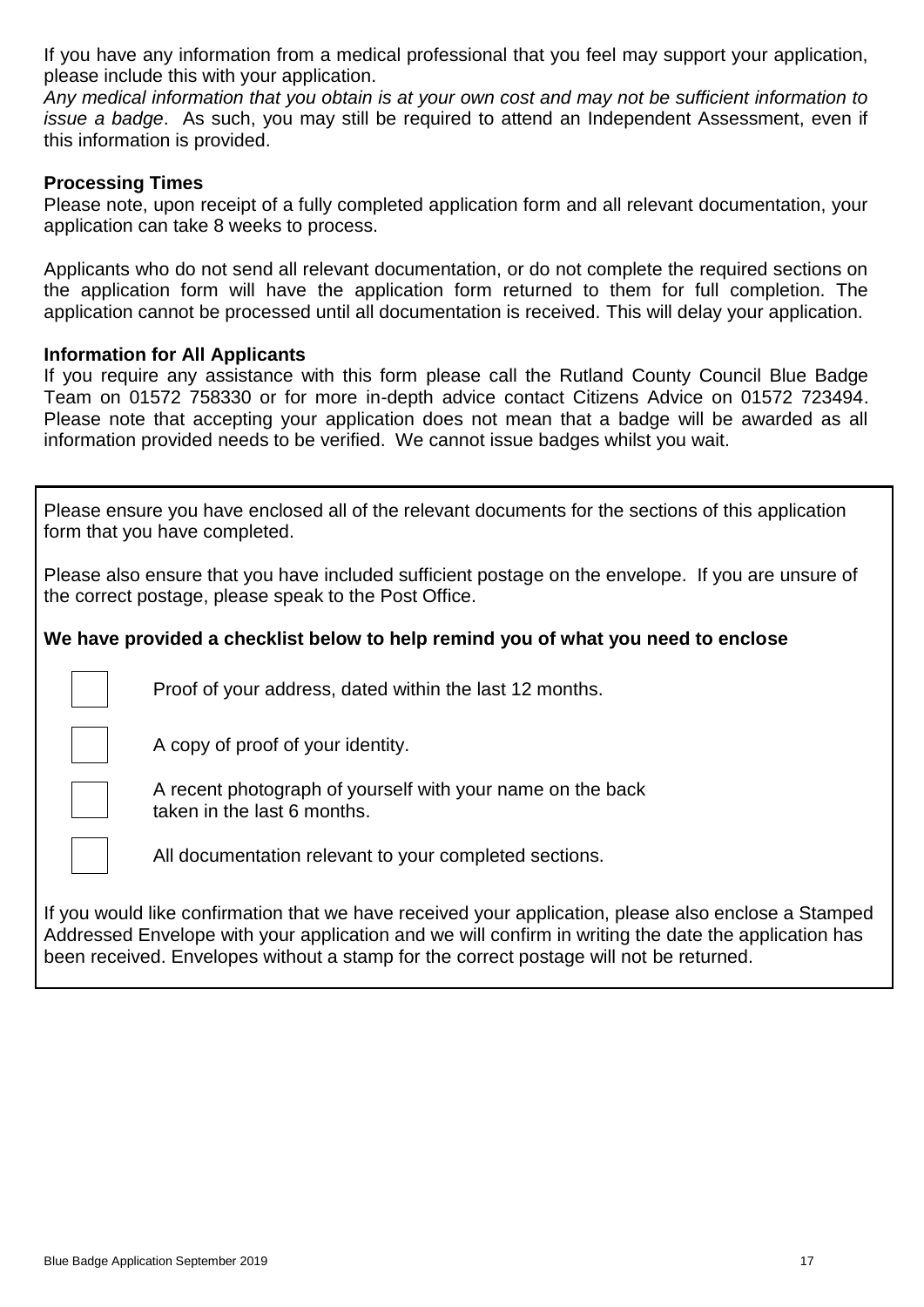If you have any information from a medical professional that you feel may support your application, please include this with your application.

*Any medical information that you obtain is at your own cost and may not be sufficient information to issue a badge*. As such, you may still be required to attend an Independent Assessment, even if this information is provided.

**Processing Times**

Please note, upon receipt of a fully completed application form and all relevant documentation, your application can take 8 weeks to process.

Applicants who do not send all relevant documentation, or do not complete the required sections on the application form will have the application form returned to them for full completion. The application cannot be processed until all documentation is received. This will delay your application.

**Information for All Applicants**

If you require any assistance with this form please call the Rutland County Council Blue Badge Team on 01572 758330 or for more in-depth advice contact Citizens Advice on 01572 723494. Please note that accepting your application does not mean that a badge will be awarded as all information provided needs to be verified. We cannot issue badges whilst you wait.

Please ensure you have enclosed all of the relevant documents for the sections of this application form that you have completed.

Please also ensure that you have included sufficient postage on the envelope. If you are unsure of the correct postage, please speak to the Post Office.

**We have provided a checklist below to help remind you of what you need to enclose**

- ☐ Proof of your address, dated within the last 12 months.
- ☐ A copy of proof of your identity.
- ☐ A recent photograph of yourself with your name on the back taken in the last 6 months.
- ☐ All documentation relevant to your completed sections.

If you would like confirmation that we have received your application, please also enclose a Stamped Addressed Envelope with your application and we will confirm in writing the date the application has been received. Envelopes without a stamp for the correct postage will not be returned.